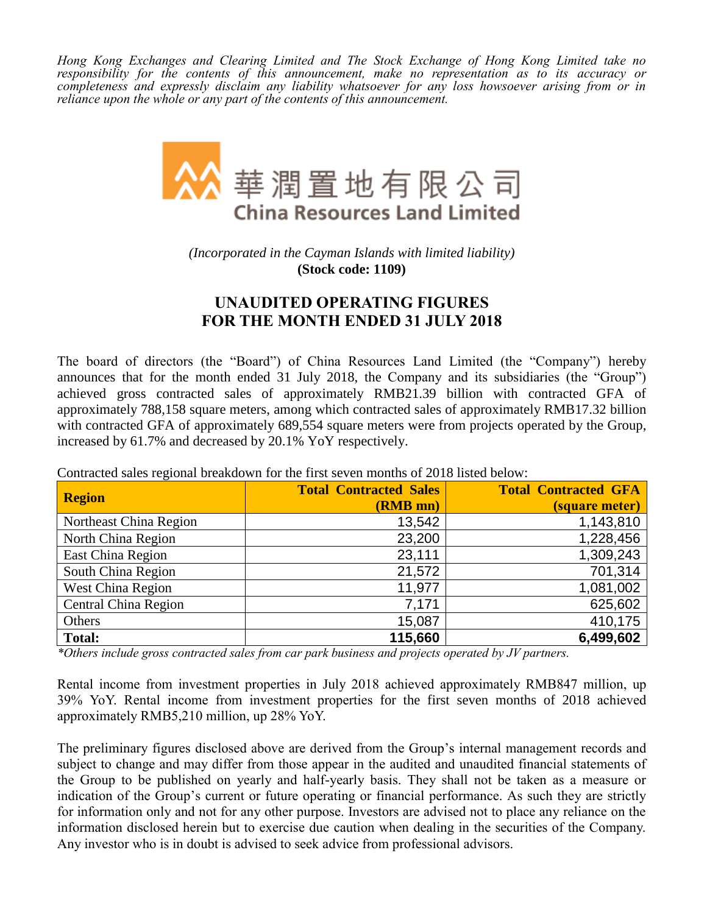*Hong Kong Exchanges and Clearing Limited and The Stock Exchange of Hong Kong Limited take no responsibility for the contents of this announcement, make no representation as to its accuracy or completeness and expressly disclaim any liability whatsoever for any loss howsoever arising from or in reliance upon the whole or any part of the contents of this announcement.*

華潤置地有限公司
**China Resources Land Limited**

*(Incorporated in the Cayman Islands with limited liability)*
**(Stock code: 1109)**

# UNAUDITED OPERATING FIGURES FOR THE MONTH ENDED 31 JULY 2018

The board of directors (the "Board") of China Resources Land Limited (the "Company") hereby announces that for the month ended 31 July 2018, the Company and its subsidiaries (the "Group") achieved gross contracted sales of approximately RMB21.39 billion with contracted GFA of approximately 788,158 square meters, among which contracted sales of approximately RMB17.32 billion with contracted GFA of approximately 689,554 square meters were from projects operated by the Group, increased by 61.7% and decreased by 20.1% YoY respectively.

Contracted sales regional breakdown for the first seven months of 2018 listed below:

| Region | Total Contracted Sales (RMB mn) | Total Contracted GFA (square meter) |
|---|---|---|
| Northeast China Region | 13,542 | 1,143,810 |
| North China Region | 23,200 | 1,228,456 |
| East China Region | 23,111 | 1,309,243 |
| South China Region | 21,572 | 701,314 |
| West China Region | 11,977 | 1,081,002 |
| Central China Region | 7,171 | 625,602 |
| Others | 15,087 | 410,175 |
| **Total:** | **115,660** | **6,499,602** |

*\*Others include gross contracted sales from car park business and projects operated by JV partners.*

Rental income from investment properties in July 2018 achieved approximately RMB847 million, up 39% YoY. Rental income from investment properties for the first seven months of 2018 achieved approximately RMB5,210 million, up 28% YoY.

The preliminary figures disclosed above are derived from the Group's internal management records and subject to change and may differ from those appear in the audited and unaudited financial statements of the Group to be published on yearly and half-yearly basis. They shall not be taken as a measure or indication of the Group's current or future operating or financial performance. As such they are strictly for information only and not for any other purpose. Investors are advised not to place any reliance on the information disclosed herein but to exercise due caution when dealing in the securities of the Company. Any investor who is in doubt is advised to seek advice from professional advisors.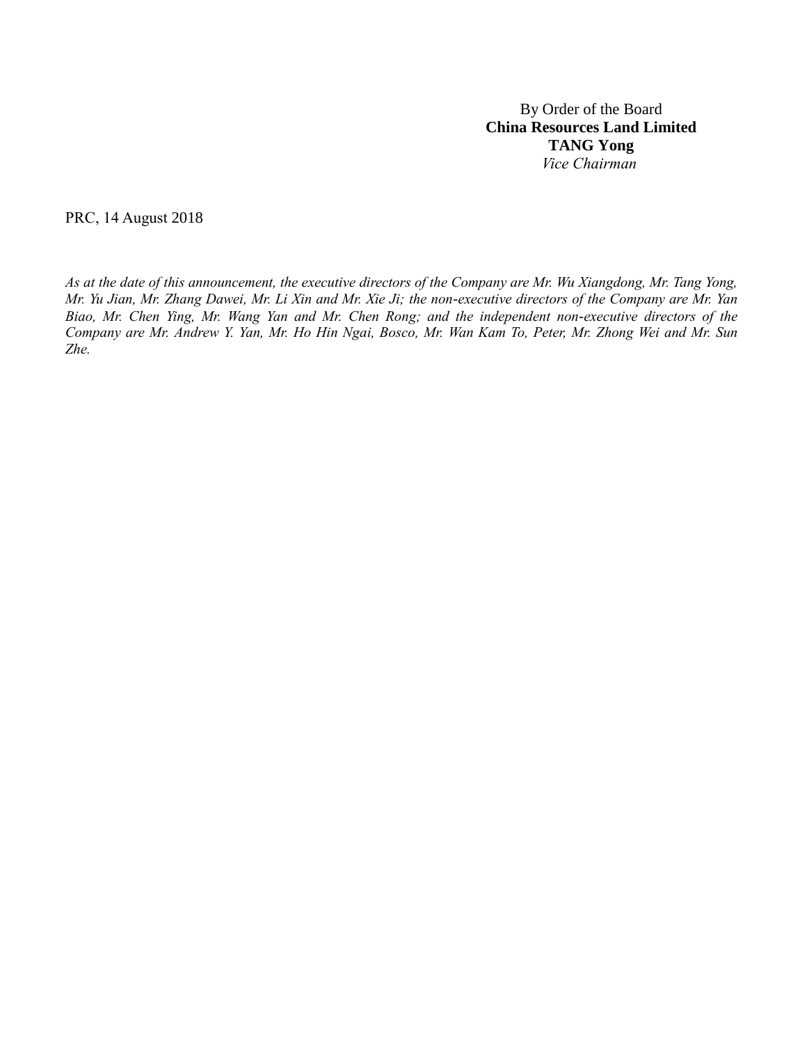By Order of the Board
**China Resources Land Limited**
**TANG Yong**
*Vice Chairman*

PRC, 14 August 2018

*As at the date of this announcement, the executive directors of the Company are Mr. Wu Xiangdong, Mr. Tang Yong, Mr. Yu Jian, Mr. Zhang Dawei, Mr. Li Xin and Mr. Xie Ji; the non-executive directors of the Company are Mr. Yan Biao, Mr. Chen Ying, Mr. Wang Yan and Mr. Chen Rong; and the independent non-executive directors of the Company are Mr. Andrew Y. Yan, Mr. Ho Hin Ngai, Bosco, Mr. Wan Kam To, Peter, Mr. Zhong Wei and Mr. Sun Zhe.*